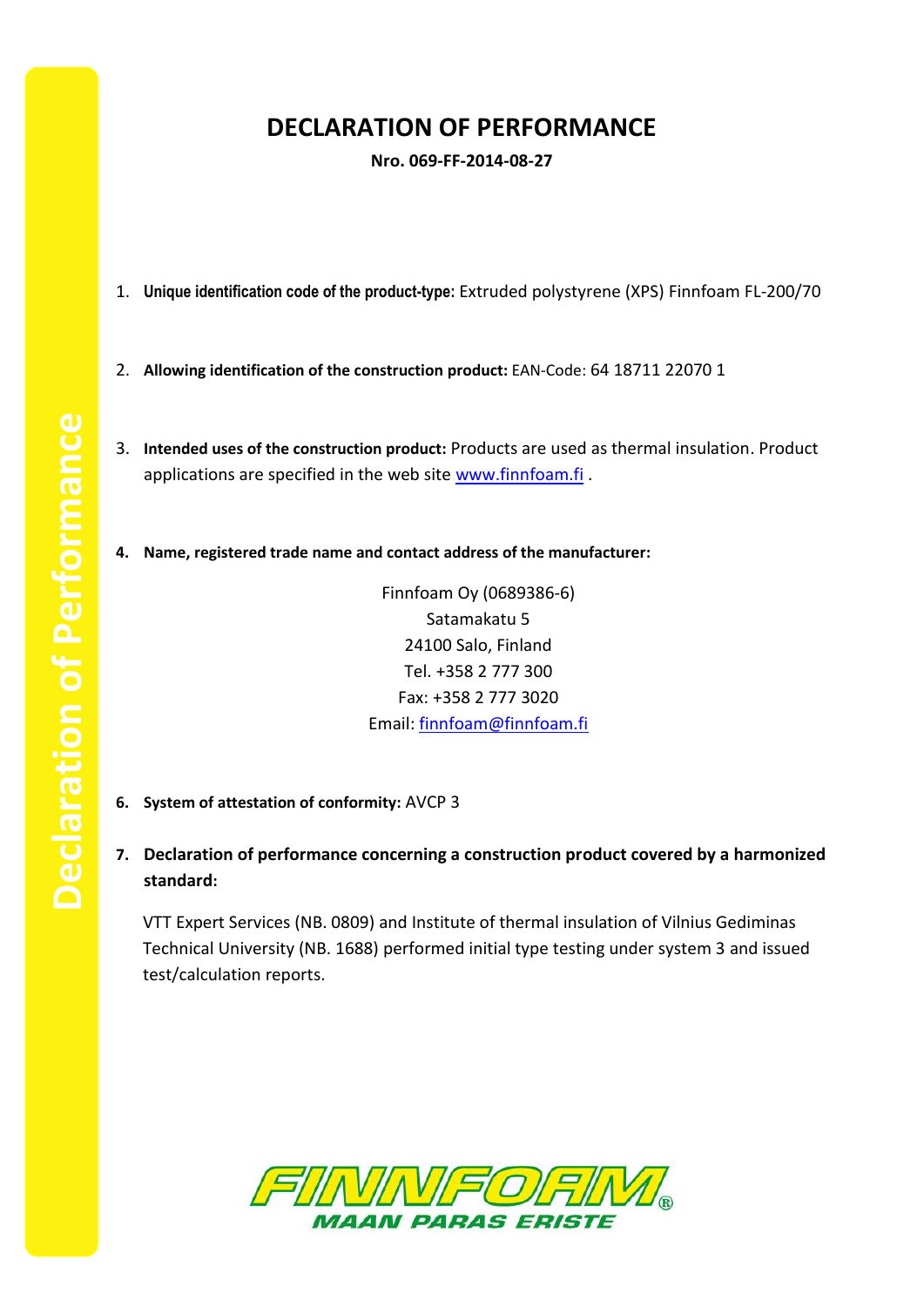# DECLARATION OF PERFORMANCE

**Nro. 069-FF-2014-08-27**

1. **Unique identification code of the product-type:** Extruded polystyrene (XPS) Finnfoam FL-200/70

2. **Allowing identification of the construction product:** EAN-Code: 64 18711 22070 1

3. **Intended uses of the construction product:** Products are used as thermal insulation. Product applications are specified in the web site www.finnfoam.fi .

4. **Name, registered trade name and contact address of the manufacturer:**

   Finnfoam Oy (0689386-6)
   Satamakatu 5
   24100 Salo, Finland
   Tel. +358 2 777 300
   Fax: +358 2 777 3020
   Email: finnfoam@finnfoam.fi

6. **System of attestation of conformity:** AVCP 3

7. **Declaration of performance concerning a construction product covered by a harmonized standard:**

   VTT Expert Services (NB. 0809) and Institute of thermal insulation of Vilnius Gediminas Technical University (NB. 1688) performed initial type testing under system 3 and issued test/calculation reports.

FINNFOAM®
MAAN PARAS ERISTE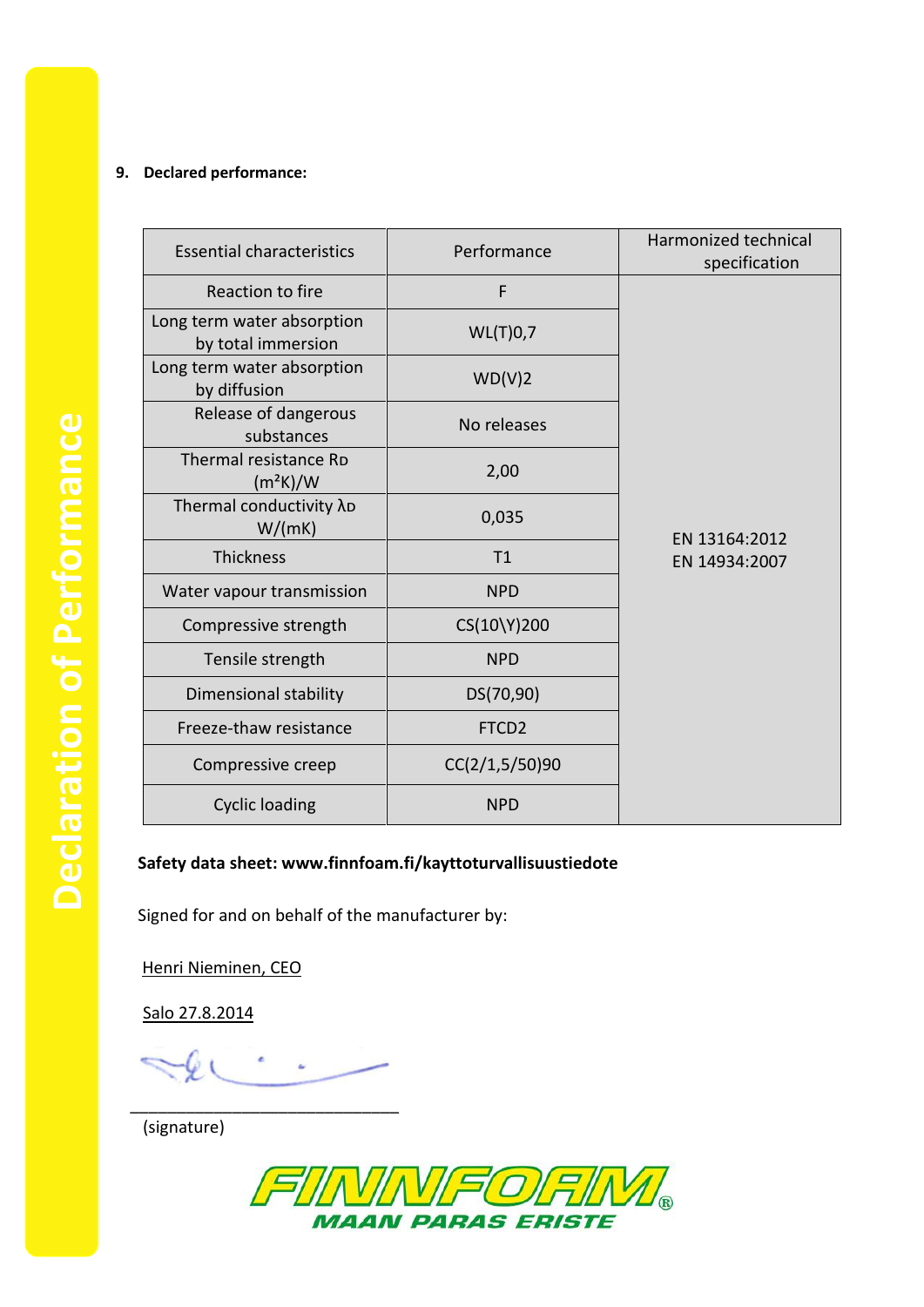**9. Declared performance:**

| Essential characteristics | Performance | Harmonized technical specification |
|---|---|---|
| Reaction to fire | F | EN 13164:2012<br>EN 14934:2007 |
| Long term water absorption by total immersion | WL(T)0,7 | |
| Long term water absorption by diffusion | WD(V)2 | |
| Release of dangerous substances | No releases | |
| Thermal resistance $R_D$ $(m^2K)/W$ | 2,00 | |
| Thermal conductivity $\lambda_D$ W/(mK) | 0,035 | |
| Thickness | T1 | |
| Water vapour transmission | NPD | |
| Compressive strength | CS(10\Y)200 | |
| Tensile strength | NPD | |
| Dimensional stability | DS(70,90) | |
| Freeze-thaw resistance | FTCD2 | |
| Compressive creep | CC(2/1,5/50)90 | |
| Cyclic loading | NPD | |

**Safety data sheet: www.finnfoam.fi/kayttoturvallisuustiedote**

Signed for and on behalf of the manufacturer by:

Henri Nieminen, CEO

Salo 27.8.2014

______________________________

(signature)

FINNFOAM®
MAAN PARAS ERISTE

Declaration of Performance